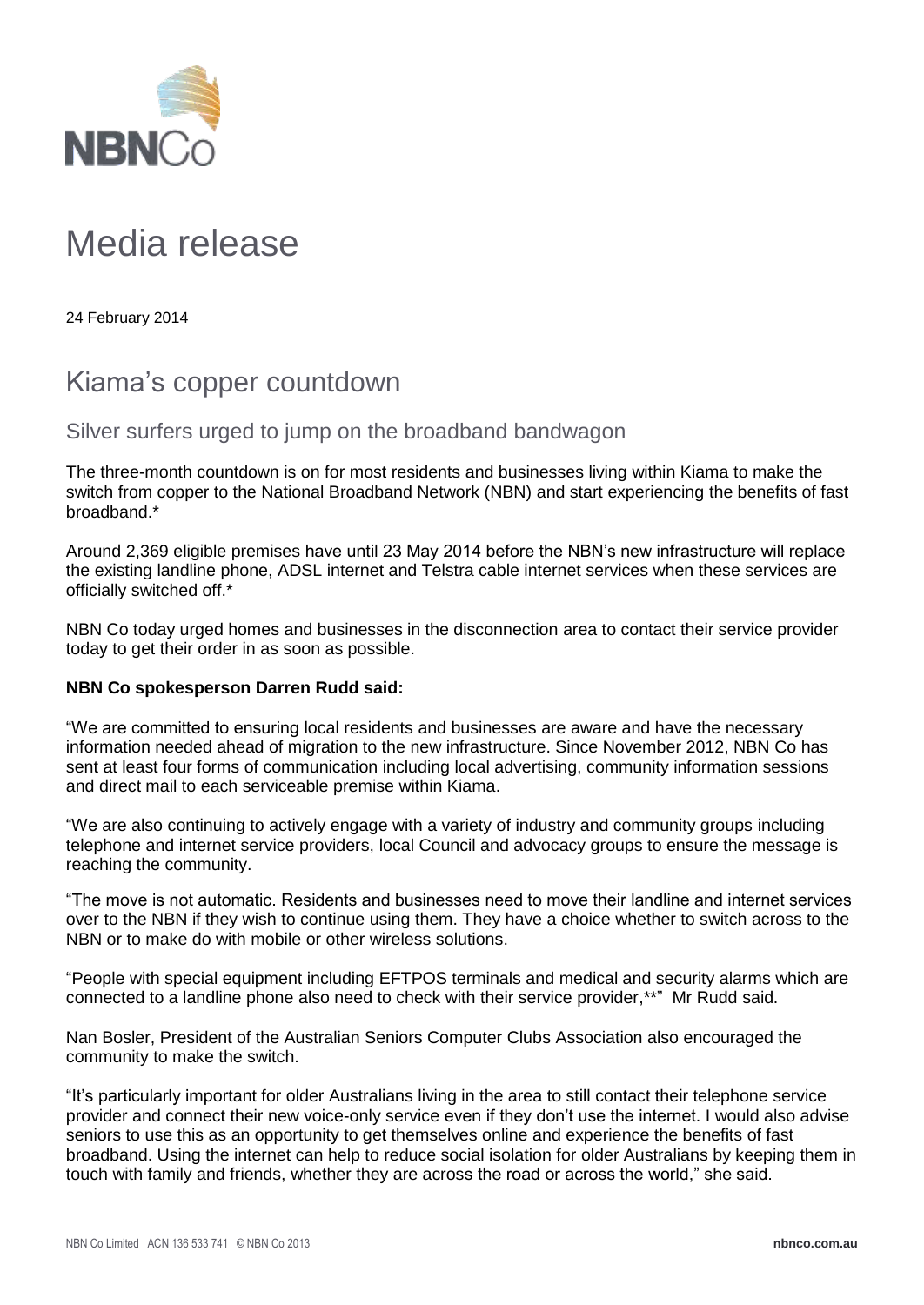NBNCo

# Media release

24 February 2014

## Kiama's copper countdown

### Silver surfers urged to jump on the broadband bandwagon

The three-month countdown is on for most residents and businesses living within Kiama to make the switch from copper to the National Broadband Network (NBN) and start experiencing the benefits of fast broadband.*

Around 2,369 eligible premises have until 23 May 2014 before the NBN's new infrastructure will replace the existing landline phone, ADSL internet and Telstra cable internet services when these services are officially switched off.*

NBN Co today urged homes and businesses in the disconnection area to contact their service provider today to get their order in as soon as possible.

**NBN Co spokesperson Darren Rudd said:**

"We are committed to ensuring local residents and businesses are aware and have the necessary information needed ahead of migration to the new infrastructure. Since November 2012, NBN Co has sent at least four forms of communication including local advertising, community information sessions and direct mail to each serviceable premise within Kiama.

"We are also continuing to actively engage with a variety of industry and community groups including telephone and internet service providers, local Council and advocacy groups to ensure the message is reaching the community.

"The move is not automatic. Residents and businesses need to move their landline and internet services over to the NBN if they wish to continue using them. They have a choice whether to switch across to the NBN or to make do with mobile or other wireless solutions.

"People with special equipment including EFTPOS terminals and medical and security alarms which are connected to a landline phone also need to check with their service provider,**" Mr Rudd said.

Nan Bosler, President of the Australian Seniors Computer Clubs Association also encouraged the community to make the switch.

"It's particularly important for older Australians living in the area to still contact their telephone service provider and connect their new voice-only service even if they don't use the internet. I would also advise seniors to use this as an opportunity to get themselves online and experience the benefits of fast broadband. Using the internet can help to reduce social isolation for older Australians by keeping them in touch with family and friends, whether they are across the road or across the world," she said.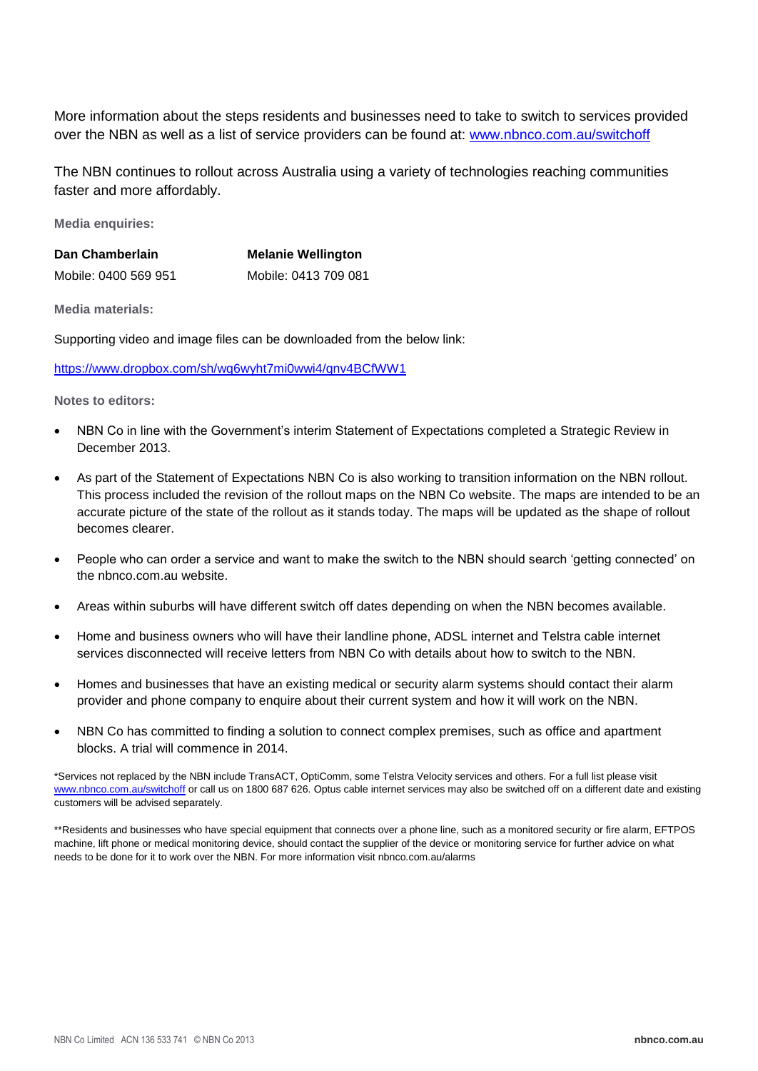More information about the steps residents and businesses need to take to switch to services provided over the NBN as well as a list of service providers can be found at: [www.nbnco.com.au/switchoff](http://www.nbnco.com.au/switchoff)

The NBN continues to rollout across Australia using a variety of technologies reaching communities faster and more affordably.

**Media enquiries:**

| **Dan Chamberlain** | **Melanie Wellington** |
| --- | --- |
| Mobile: 0400 569 951 | Mobile: 0413 709 081 |

**Media materials:**

Supporting video and image files can be downloaded from the below link:

[https://www.dropbox.com/sh/wq6wyht7mi0wwi4/qnv4BCfWW1](https://www.dropbox.com/sh/wq6wyht7mi0wwi4/qnv4BCfWW1)

**Notes to editors:**

- NBN Co in line with the Government's interim Statement of Expectations completed a Strategic Review in December 2013.
- As part of the Statement of Expectations NBN Co is also working to transition information on the NBN rollout. This process included the revision of the rollout maps on the NBN Co website. The maps are intended to be an accurate picture of the state of the rollout as it stands today. The maps will be updated as the shape of rollout becomes clearer.
- People who can order a service and want to make the switch to the NBN should search 'getting connected' on the nbnco.com.au website.
- Areas within suburbs will have different switch off dates depending on when the NBN becomes available.
- Home and business owners who will have their landline phone, ADSL internet and Telstra cable internet services disconnected will receive letters from NBN Co with details about how to switch to the NBN.
- Homes and businesses that have an existing medical or security alarm systems should contact their alarm provider and phone company to enquire about their current system and how it will work on the NBN.
- NBN Co has committed to finding a solution to connect complex premises, such as office and apartment blocks. A trial will commence in 2014.

*Services not replaced by the NBN include TransACT, OptiComm, some Telstra Velocity services and others. For a full list please visit [www.nbnco.com.au/switchoff](http://www.nbnco.com.au/switchoff) or call us on 1800 687 626. Optus cable internet services may also be switched off on a different date and existing customers will be advised separately.

**Residents and businesses who have special equipment that connects over a phone line, such as a monitored security or fire alarm, EFTPOS machine, lift phone or medical monitoring device, should contact the supplier of the device or monitoring service for further advice on what needs to be done for it to work over the NBN. For more information visit nbnco.com.au/alarms